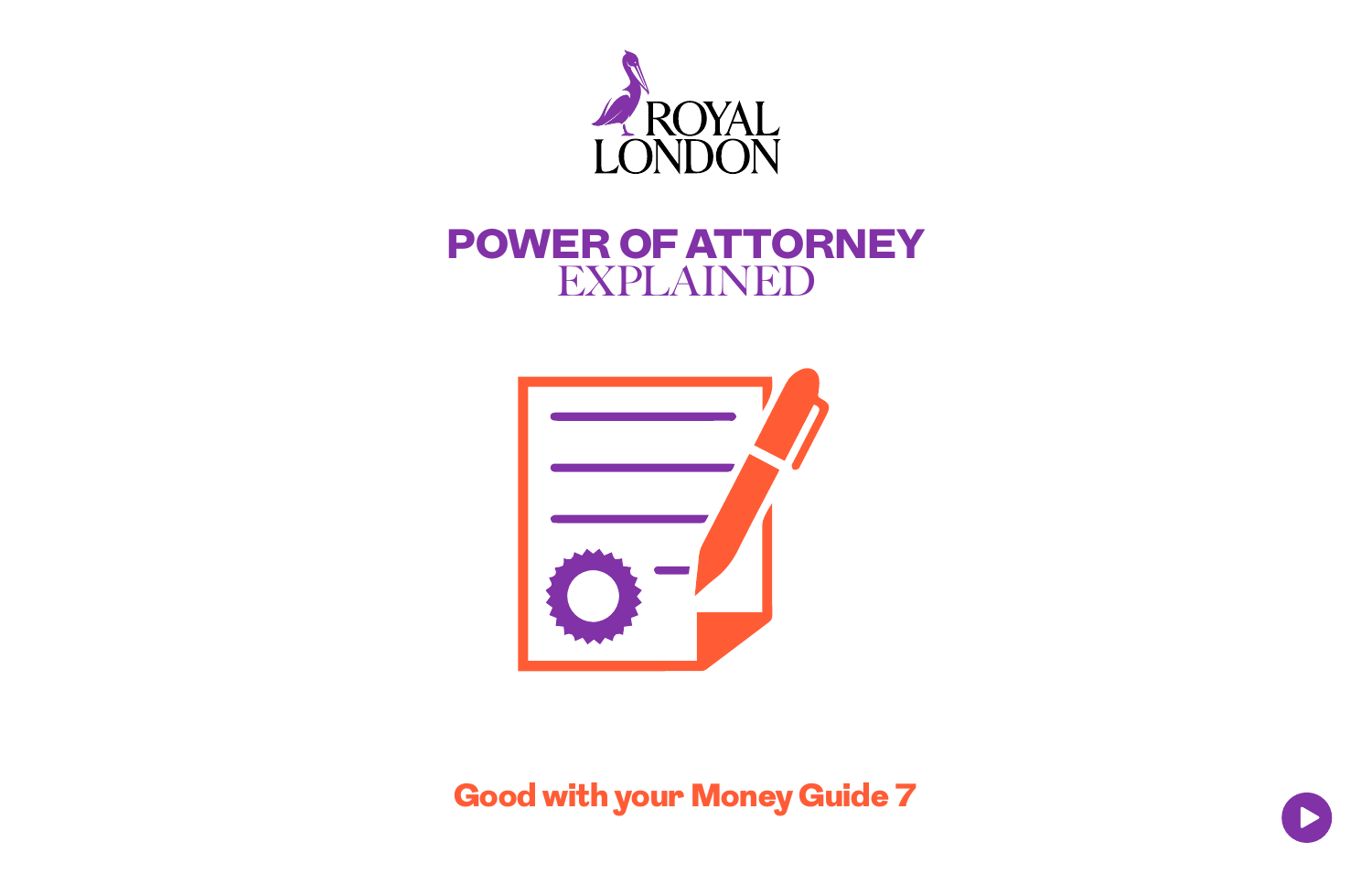ROYAL LONDON

# POWER OF ATTORNEY EXPLAINED

**Good with your Money Guide 7**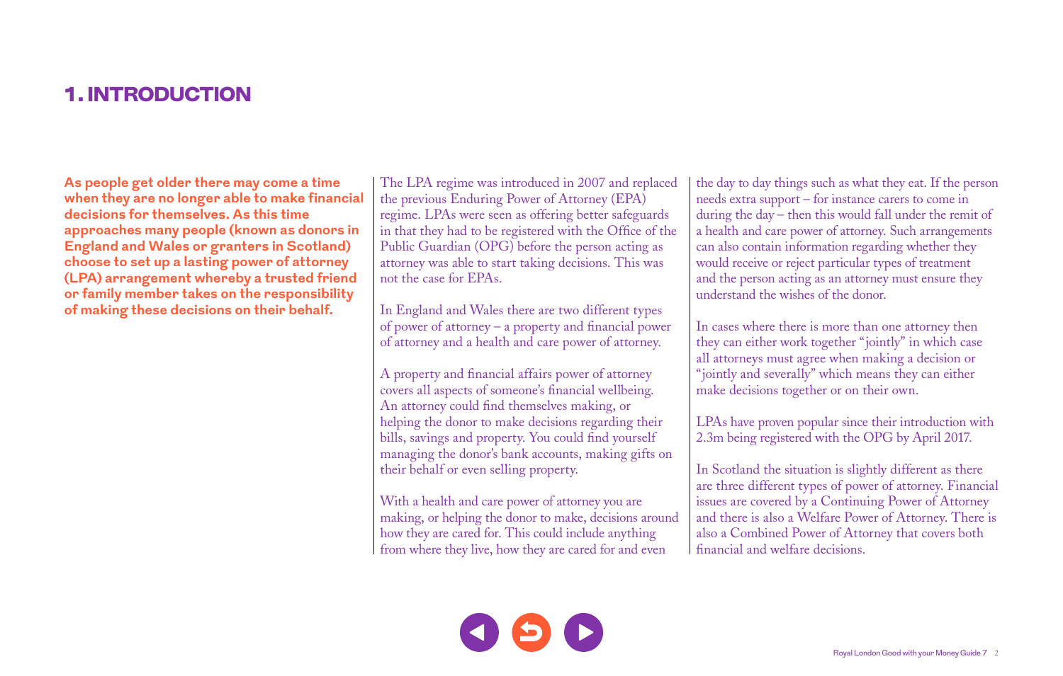# 1. INTRODUCTION

**As people get older there may come a time when they are no longer able to make financial decisions for themselves. As this time approaches many people (known as donors in England and Wales or granters in Scotland) choose to set up a lasting power of attorney (LPA) arrangement whereby a trusted friend or family member takes on the responsibility of making these decisions on their behalf.**

The LPA regime was introduced in 2007 and replaced the previous Enduring Power of Attorney (EPA) regime. LPAs were seen as offering better safeguards in that they had to be registered with the Office of the Public Guardian (OPG) before the person acting as attorney was able to start taking decisions. This was not the case for EPAs.

In England and Wales there are two different types of power of attorney – a property and financial power of attorney and a health and care power of attorney.

A property and financial affairs power of attorney covers all aspects of someone's financial wellbeing. An attorney could find themselves making, or helping the donor to make decisions regarding their bills, savings and property. You could find yourself managing the donor's bank accounts, making gifts on their behalf or even selling property.

With a health and care power of attorney you are making, or helping the donor to make, decisions around how they are cared for. This could include anything from where they live, how they are cared for and even the day to day things such as what they eat. If the person needs extra support – for instance carers to come in during the day – then this would fall under the remit of a health and care power of attorney. Such arrangements can also contain information regarding whether they would receive or reject particular types of treatment and the person acting as an attorney must ensure they understand the wishes of the donor.

In cases where there is more than one attorney then they can either work together "jointly" in which case all attorneys must agree when making a decision or "jointly and severally" which means they can either make decisions together or on their own.

LPAs have proven popular since their introduction with 2.3m being registered with the OPG by April 2017.

In Scotland the situation is slightly different as there are three different types of power of attorney. Financial issues are covered by a Continuing Power of Attorney and there is also a Welfare Power of Attorney. There is also a Combined Power of Attorney that covers both financial and welfare decisions.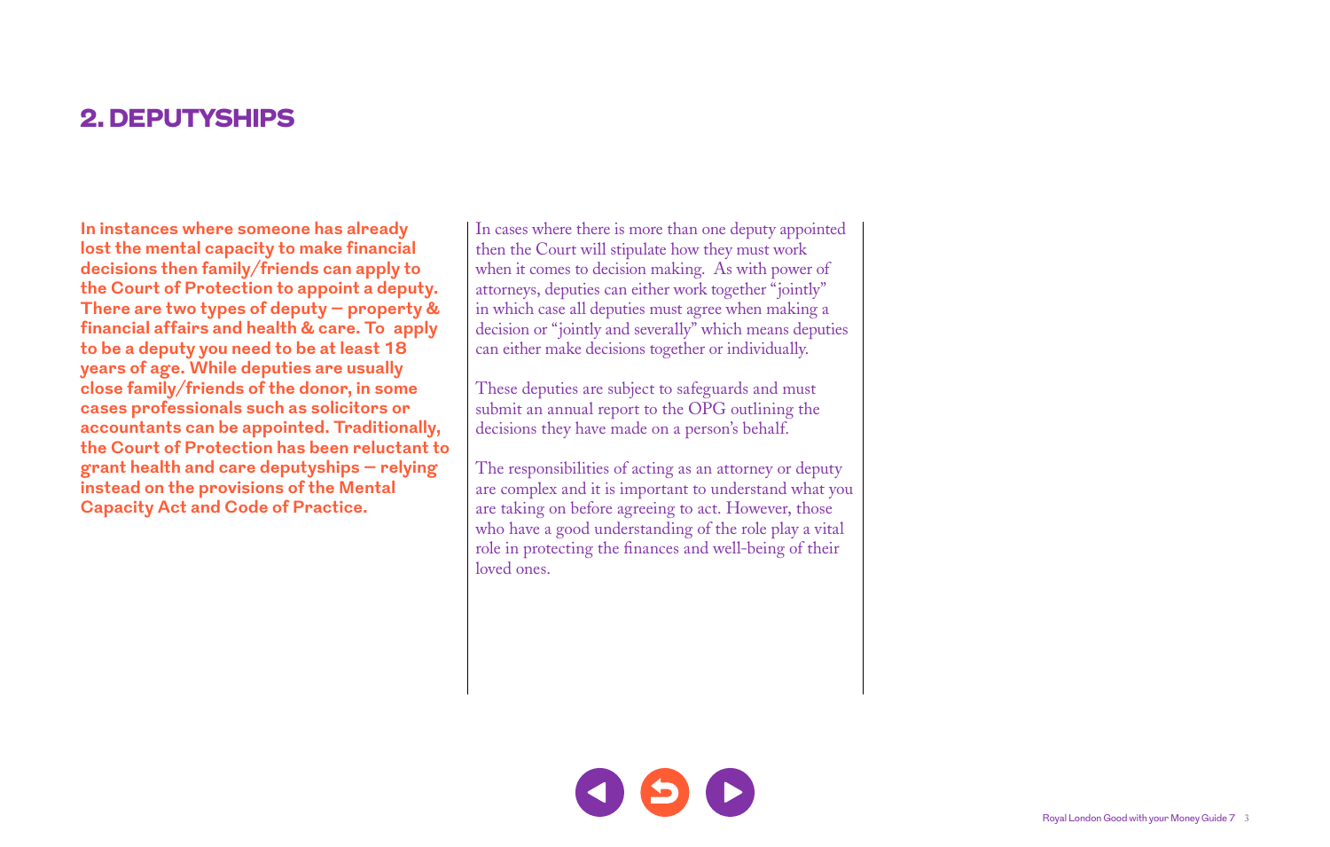## 2. DEPUTYSHIPS

**In instances where someone has already lost the mental capacity to make financial decisions then family/friends can apply to the Court of Protection to appoint a deputy. There are two types of deputy – property & financial affairs and health & care. To apply to be a deputy you need to be at least 18 years of age. While deputies are usually close family/friends of the donor, in some cases professionals such as solicitors or accountants can be appointed. Traditionally, the Court of Protection has been reluctant to grant health and care deputyships – relying instead on the provisions of the Mental Capacity Act and Code of Practice.**

In cases where there is more than one deputy appointed then the Court will stipulate how they must work when it comes to decision making. As with power of attorneys, deputies can either work together "jointly" in which case all deputies must agree when making a decision or "jointly and severally" which means deputies can either make decisions together or individually.

These deputies are subject to safeguards and must submit an annual report to the OPG outlining the decisions they have made on a person's behalf.

The responsibilities of acting as an attorney or deputy are complex and it is important to understand what you are taking on before agreeing to act. However, those who have a good understanding of the role play a vital role in protecting the finances and well-being of their loved ones.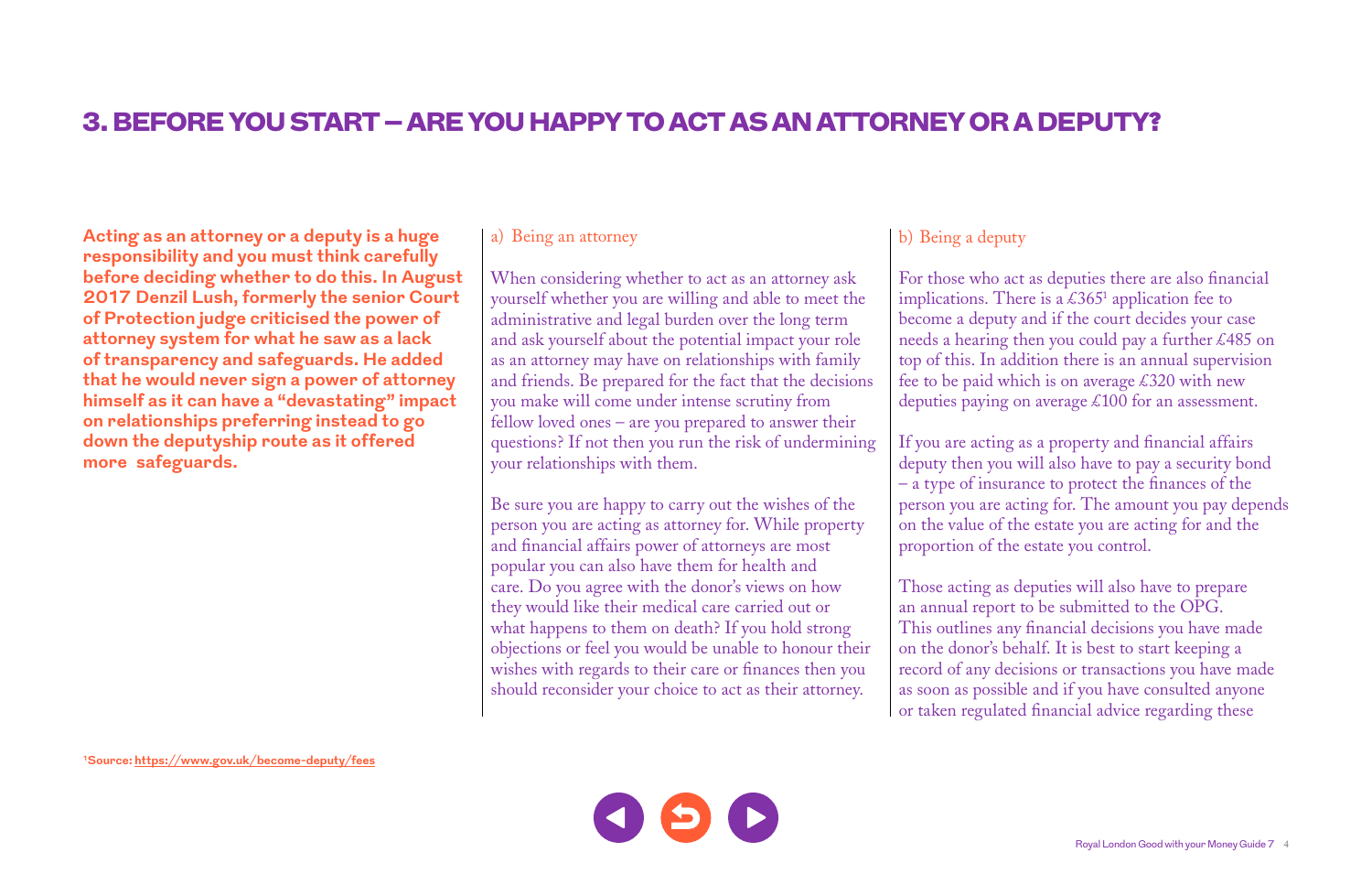# 3. BEFORE YOU START – ARE YOU HAPPY TO ACT AS AN ATTORNEY OR A DEPUTY?

**Acting as an attorney or a deputy is a huge responsibility and you must think carefully before deciding whether to do this. In August 2017 Denzil Lush, formerly the senior Court of Protection judge criticised the power of attorney system for what he saw as a lack of transparency and safeguards. He added that he would never sign a power of attorney himself as it can have a "devastating" impact on relationships preferring instead to go down the deputyship route as it offered more safeguards.**

## a) Being an attorney

When considering whether to act as an attorney ask yourself whether you are willing and able to meet the administrative and legal burden over the long term and ask yourself about the potential impact your role as an attorney may have on relationships with family and friends. Be prepared for the fact that the decisions you make will come under intense scrutiny from fellow loved ones – are you prepared to answer their questions? If not then you run the risk of undermining your relationships with them.

Be sure you are happy to carry out the wishes of the person you are acting as attorney for. While property and financial affairs power of attorneys are most popular you can also have them for health and care. Do you agree with the donor's views on how they would like their medical care carried out or what happens to them on death? If you hold strong objections or feel you would be unable to honour their wishes with regards to their care or finances then you should reconsider your choice to act as their attorney.

## b) Being a deputy

For those who act as deputies there are also financial implications. There is a £365[1] application fee to become a deputy and if the court decides your case needs a hearing then you could pay a further £485 on top of this. In addition there is an annual supervision fee to be paid which is on average £320 with new deputies paying on average £100 for an assessment.

If you are acting as a property and financial affairs deputy then you will also have to pay a security bond – a type of insurance to protect the finances of the person you are acting for. The amount you pay depends on the value of the estate you are acting for and the proportion of the estate you control.

Those acting as deputies will also have to prepare an annual report to be submitted to the OPG. This outlines any financial decisions you have made on the donor's behalf. It is best to start keeping a record of any decisions or transactions you have made as soon as possible and if you have consulted anyone or taken regulated financial advice regarding these

[1]Source: https://www.gov.uk/become-deputy/fees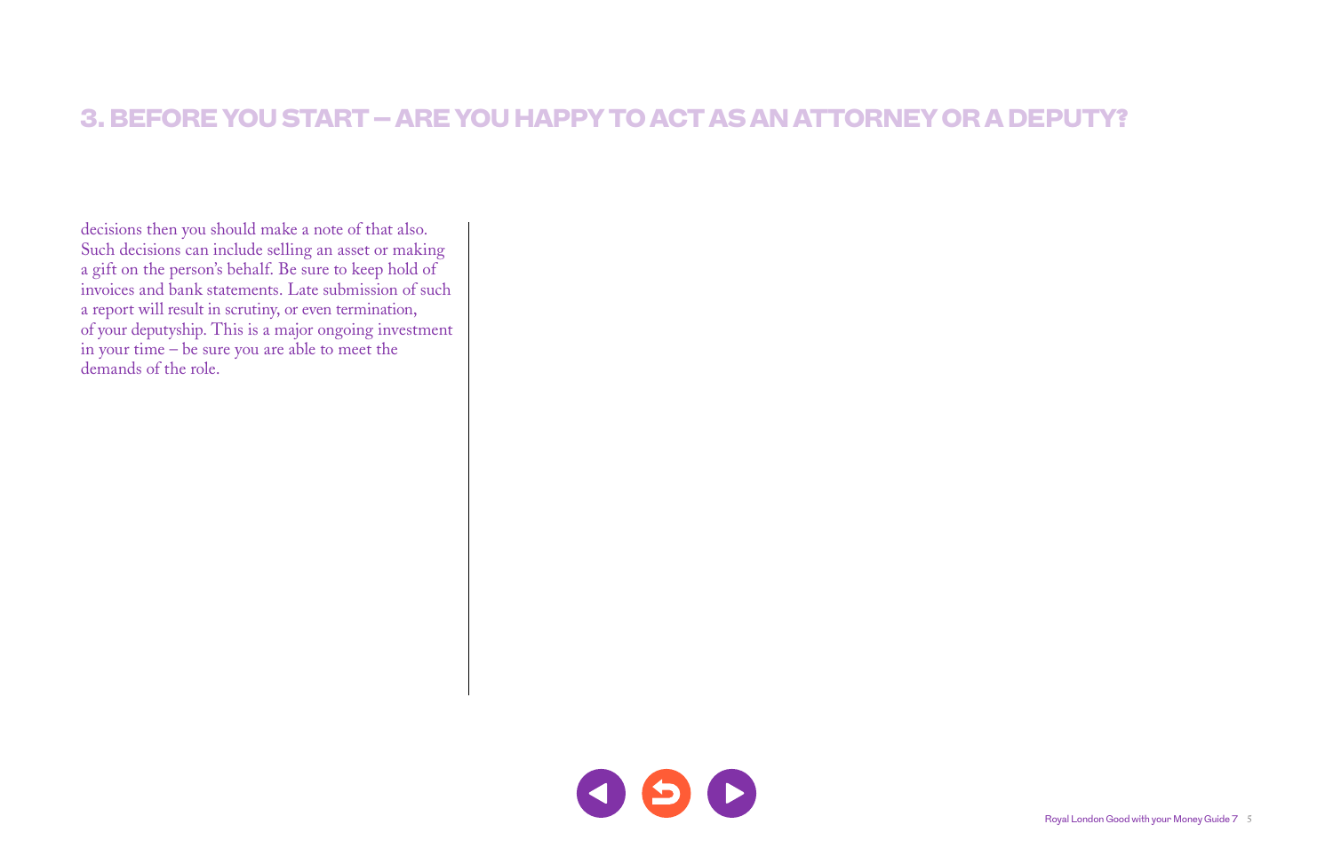## 3. BEFORE YOU START – ARE YOU HAPPY TO ACT AS AN ATTORNEY OR A DEPUTY?

decisions then you should make a note of that also. Such decisions can include selling an asset or making a gift on the person's behalf. Be sure to keep hold of invoices and bank statements. Late submission of such a report will result in scrutiny, or even termination, of your deputyship. This is a major ongoing investment in your time – be sure you are able to meet the demands of the role.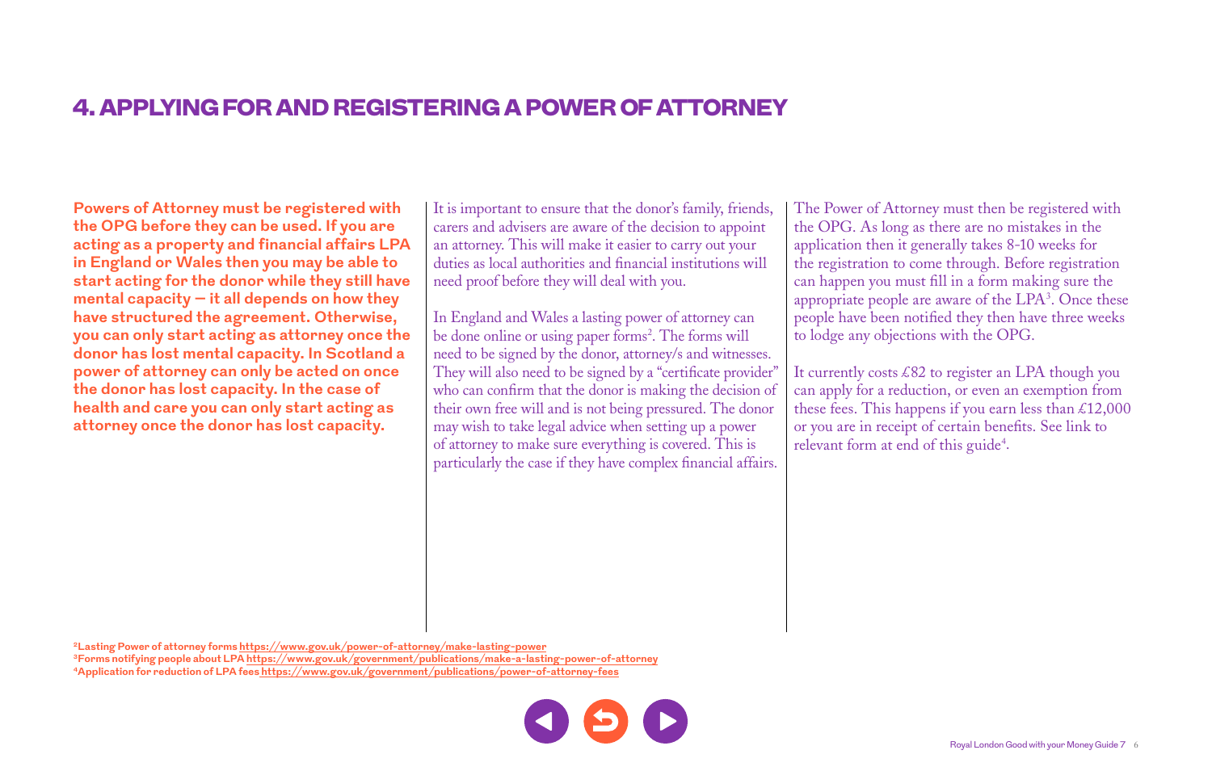# 4. APPLYING FOR AND REGISTERING A POWER OF ATTORNEY

**Powers of Attorney must be registered with the OPG before they can be used. If you are acting as a property and financial affairs LPA in England or Wales then you may be able to start acting for the donor while they still have mental capacity – it all depends on how they have structured the agreement. Otherwise, you can only start acting as attorney once the donor has lost mental capacity. In Scotland a power of attorney can only be acted on once the donor has lost capacity. In the case of health and care you can only start acting as attorney once the donor has lost capacity.**

It is important to ensure that the donor's family, friends, carers and advisers are aware of the decision to appoint an attorney. This will make it easier to carry out your duties as local authorities and financial institutions will need proof before they will deal with you.

In England and Wales a lasting power of attorney can be done online or using paper forms[2]. The forms will need to be signed by the donor, attorney/s and witnesses. They will also need to be signed by a "certificate provider" who can confirm that the donor is making the decision of their own free will and is not being pressured. The donor may wish to take legal advice when setting up a power of attorney to make sure everything is covered. This is particularly the case if they have complex financial affairs.

The Power of Attorney must then be registered with the OPG. As long as there are no mistakes in the application then it generally takes 8-10 weeks for the registration to come through. Before registration can happen you must fill in a form making sure the appropriate people are aware of the LPA[3]. Once these people have been notified they then have three weeks to lodge any objections with the OPG.

It currently costs £82 to register an LPA though you can apply for a reduction, or even an exemption from these fees. This happens if you earn less than £12,000 or you are in receipt of certain benefits. See link to relevant form at end of this guide[4].

[2] Lasting Power of attorney forms https://www.gov.uk/power-of-attorney/make-lasting-power
[3] Forms notifying people about LPA https://www.gov.uk/government/publications/make-a-lasting-power-of-attorney
[4] Application for reduction of LPA fees https://www.gov.uk/government/publications/power-of-attorney-fees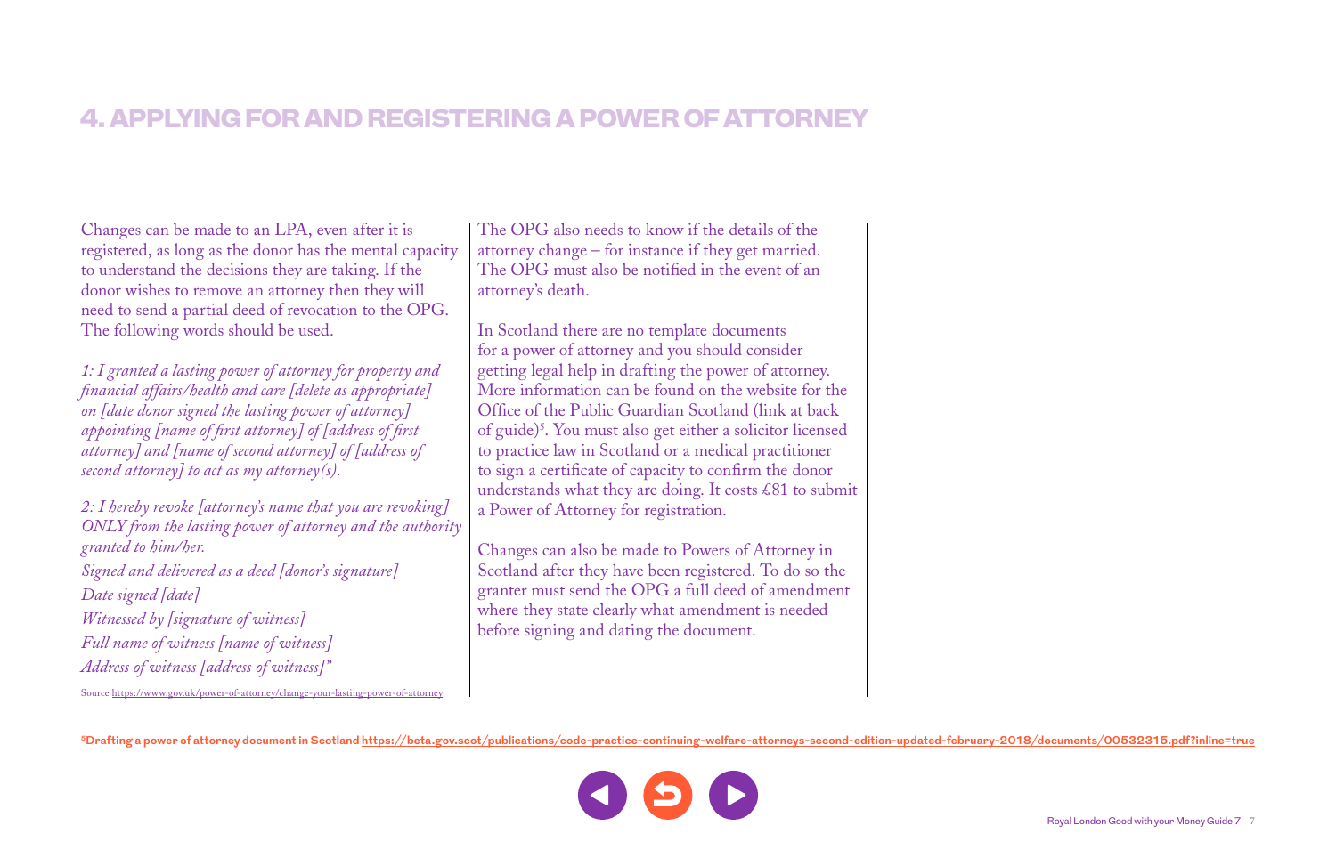# 4. APPLYING FOR AND REGISTERING A POWER OF ATTORNEY

Changes can be made to an LPA, even after it is registered, as long as the donor has the mental capacity to understand the decisions they are taking. If the donor wishes to remove an attorney then they will need to send a partial deed of revocation to the OPG. The following words should be used.

*1: I granted a lasting power of attorney for property and financial affairs/health and care [delete as appropriate] on [date donor signed the lasting power of attorney] appointing [name of first attorney] of [address of first attorney] and [name of second attorney] of [address of second attorney] to act as my attorney(s).*

*2: I hereby revoke [attorney's name that you are revoking] ONLY from the lasting power of attorney and the authority granted to him/her.*

*Signed and delivered as a deed [donor's signature]*

*Date signed [date]*

*Witnessed by [signature of witness]*

*Full name of witness [name of witness]*

*Address of witness [address of witness]"*

Source https://www.gov.uk/power-of-attorney/change-your-lasting-power-of-attorney

The OPG also needs to know if the details of the attorney change – for instance if they get married. The OPG must also be notified in the event of an attorney's death.

In Scotland there are no template documents for a power of attorney and you should consider getting legal help in drafting the power of attorney. More information can be found on the website for the Office of the Public Guardian Scotland (link at back of guide)[5]. You must also get either a solicitor licensed to practice law in Scotland or a medical practitioner to sign a certificate of capacity to confirm the donor understands what they are doing. It costs £81 to submit a Power of Attorney for registration.

Changes can also be made to Powers of Attorney in Scotland after they have been registered. To do so the granter must send the OPG a full deed of amendment where they state clearly what amendment is needed before signing and dating the document.

[5] **Drafting a power of attorney document in Scotland https://beta.gov.scot/publications/code-practice-continuing-welfare-attorneys-second-edition-updated-february-2018/documents/00532315.pdf?inline=true**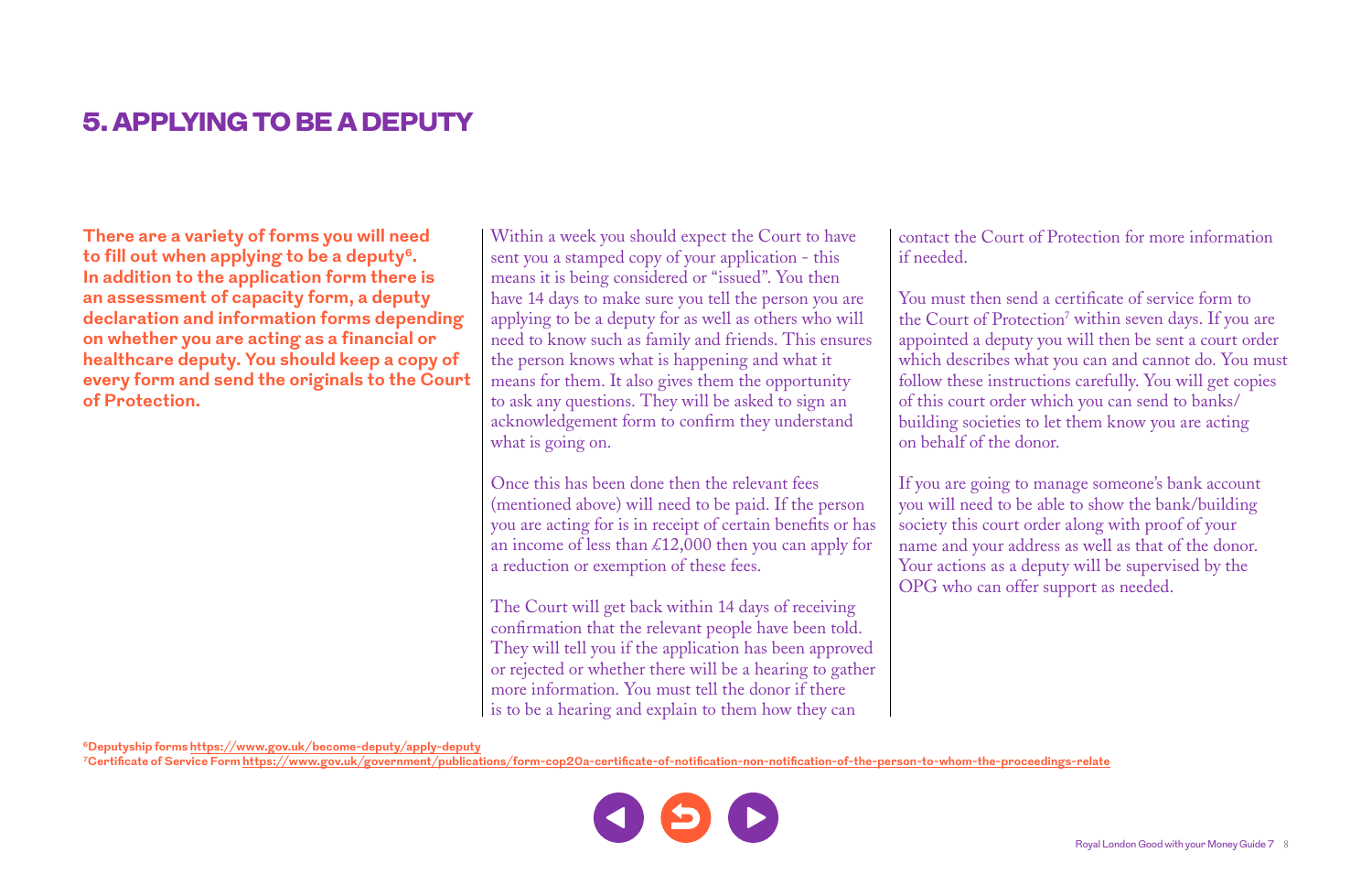# 5. APPLYING TO BE A DEPUTY

**There are a variety of forms you will need to fill out when applying to be a deputy[6]. In addition to the application form there is an assessment of capacity form, a deputy declaration and information forms depending on whether you are acting as a financial or healthcare deputy. You should keep a copy of every form and send the originals to the Court of Protection.**

Within a week you should expect the Court to have sent you a stamped copy of your application - this means it is being considered or "issued". You then have 14 days to make sure you tell the person you are applying to be a deputy for as well as others who will need to know such as family and friends. This ensures the person knows what is happening and what it means for them. It also gives them the opportunity to ask any questions. They will be asked to sign an acknowledgement form to confirm they understand what is going on.

Once this has been done then the relevant fees (mentioned above) will need to be paid. If the person you are acting for is in receipt of certain benefits or has an income of less than £12,000 then you can apply for a reduction or exemption of these fees.

The Court will get back within 14 days of receiving confirmation that the relevant people have been told. They will tell you if the application has been approved or rejected or whether there will be a hearing to gather more information. You must tell the donor if there is to be a hearing and explain to them how they can contact the Court of Protection for more information if needed.

You must then send a certificate of service form to the Court of Protection[7] within seven days. If you are appointed a deputy you will then be sent a court order which describes what you can and cannot do. You must follow these instructions carefully. You will get copies of this court order which you can send to banks/building societies to let them know you are acting on behalf of the donor.

If you are going to manage someone's bank account you will need to be able to show the bank/building society this court order along with proof of your name and your address as well as that of the donor. Your actions as a deputy will be supervised by the OPG who can offer support as needed.

[6] **Deputyship forms** https://www.gov.uk/become-deputy/apply-deputy

[7] **Certificate of Service Form** https://www.gov.uk/government/publications/form-cop20a-certificate-of-notification-non-notification-of-the-person-to-whom-the-proceedings-relate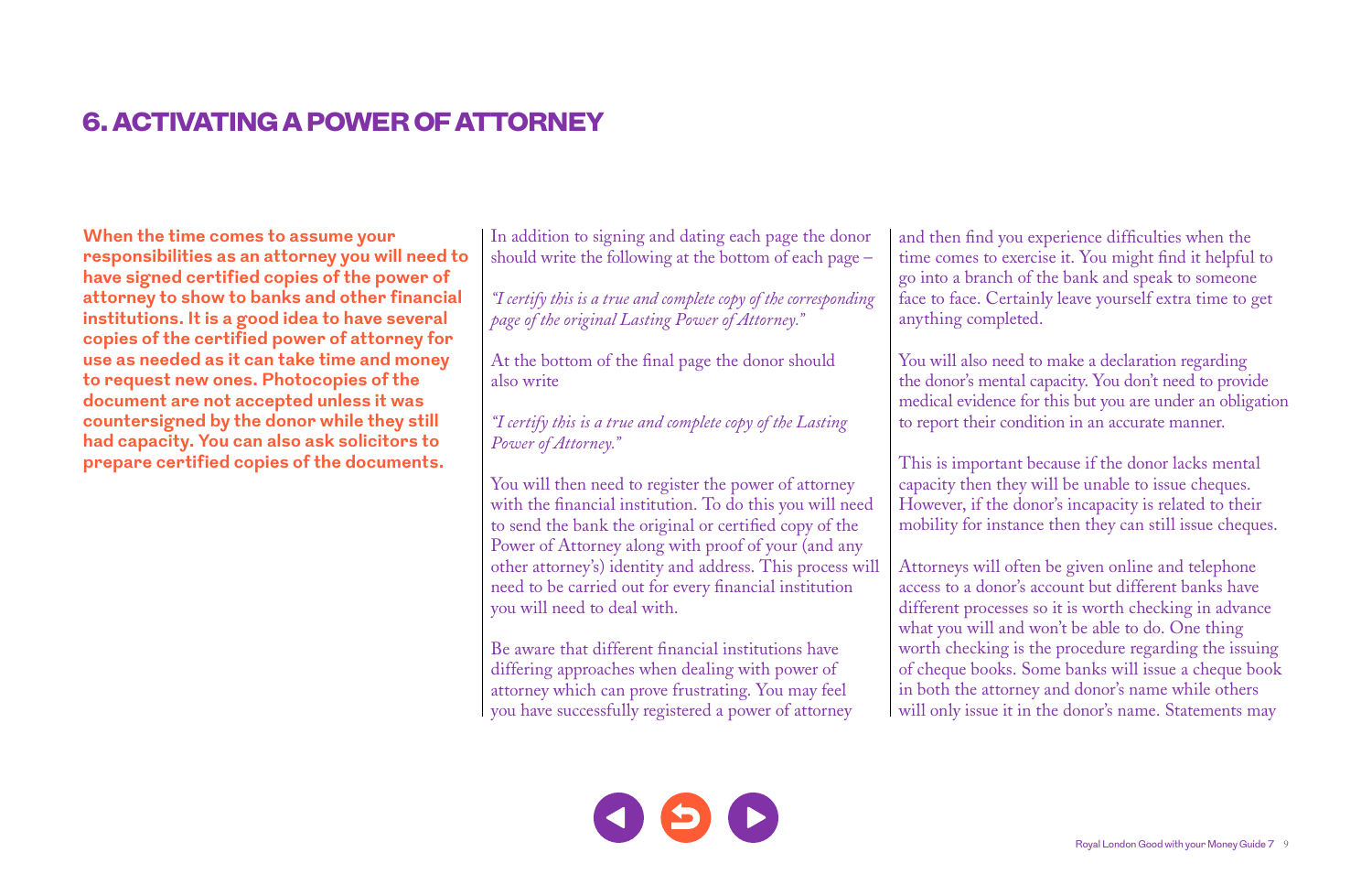## 6. ACTIVATING A POWER OF ATTORNEY

**When the time comes to assume your responsibilities as an attorney you will need to have signed certified copies of the power of attorney to show to banks and other financial institutions. It is a good idea to have several copies of the certified power of attorney for use as needed as it can take time and money to request new ones. Photocopies of the document are not accepted unless it was countersigned by the donor while they still had capacity. You can also ask solicitors to prepare certified copies of the documents.**

In addition to signing and dating each page the donor should write the following at the bottom of each page –

*"I certify this is a true and complete copy of the corresponding page of the original Lasting Power of Attorney."*

At the bottom of the final page the donor should also write

*"I certify this is a true and complete copy of the Lasting Power of Attorney."*

You will then need to register the power of attorney with the financial institution. To do this you will need to send the bank the original or certified copy of the Power of Attorney along with proof of your (and any other attorney's) identity and address. This process will need to be carried out for every financial institution you will need to deal with.

Be aware that different financial institutions have differing approaches when dealing with power of attorney which can prove frustrating. You may feel you have successfully registered a power of attorney and then find you experience difficulties when the time comes to exercise it. You might find it helpful to go into a branch of the bank and speak to someone face to face. Certainly leave yourself extra time to get anything completed.

You will also need to make a declaration regarding the donor's mental capacity. You don't need to provide medical evidence for this but you are under an obligation to report their condition in an accurate manner.

This is important because if the donor lacks mental capacity then they will be unable to issue cheques. However, if the donor's incapacity is related to their mobility for instance then they can still issue cheques.

Attorneys will often be given online and telephone access to a donor's account but different banks have different processes so it is worth checking in advance what you will and won't be able to do. One thing worth checking is the procedure regarding the issuing of cheque books. Some banks will issue a cheque book in both the attorney and donor's name while others will only issue it in the donor's name. Statements may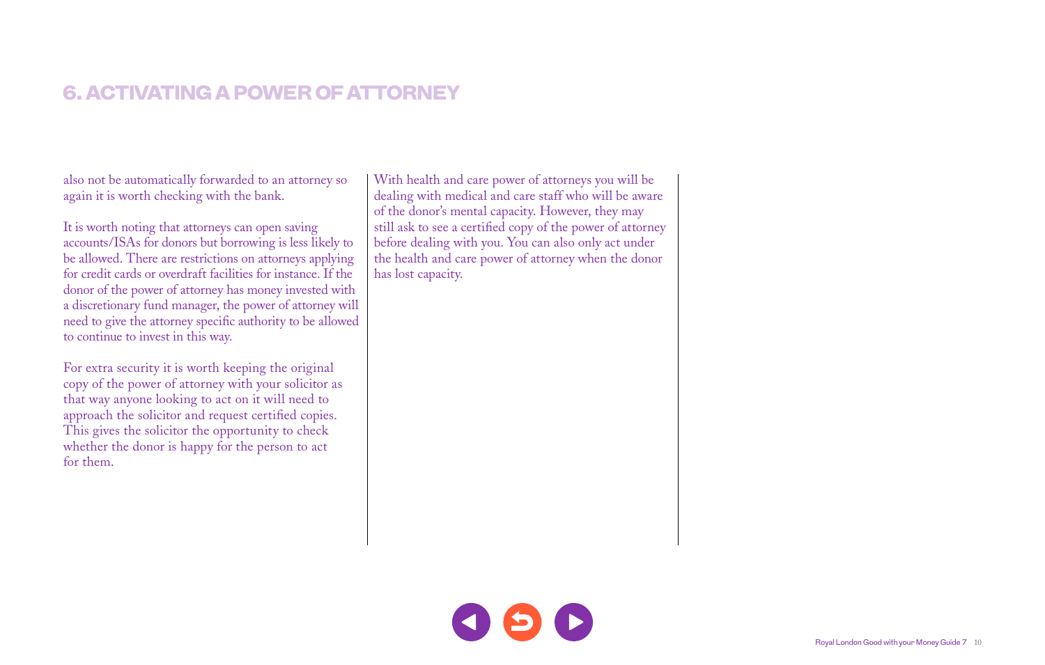# 6. ACTIVATING A POWER OF ATTORNEY

also not be automatically forwarded to an attorney so again it is worth checking with the bank.

It is worth noting that attorneys can open saving accounts/ISAs for donors but borrowing is less likely to be allowed. There are restrictions on attorneys applying for credit cards or overdraft facilities for instance. If the donor of the power of attorney has money invested with a discretionary fund manager, the power of attorney will need to give the attorney specific authority to be allowed to continue to invest in this way.

For extra security it is worth keeping the original copy of the power of attorney with your solicitor as that way anyone looking to act on it will need to approach the solicitor and request certified copies. This gives the solicitor the opportunity to check whether the donor is happy for the person to act for them.

With health and care power of attorneys you will be dealing with medical and care staff who will be aware of the donor's mental capacity. However, they may still ask to see a certified copy of the power of attorney before dealing with you. You can also only act under the health and care power of attorney when the donor has lost capacity.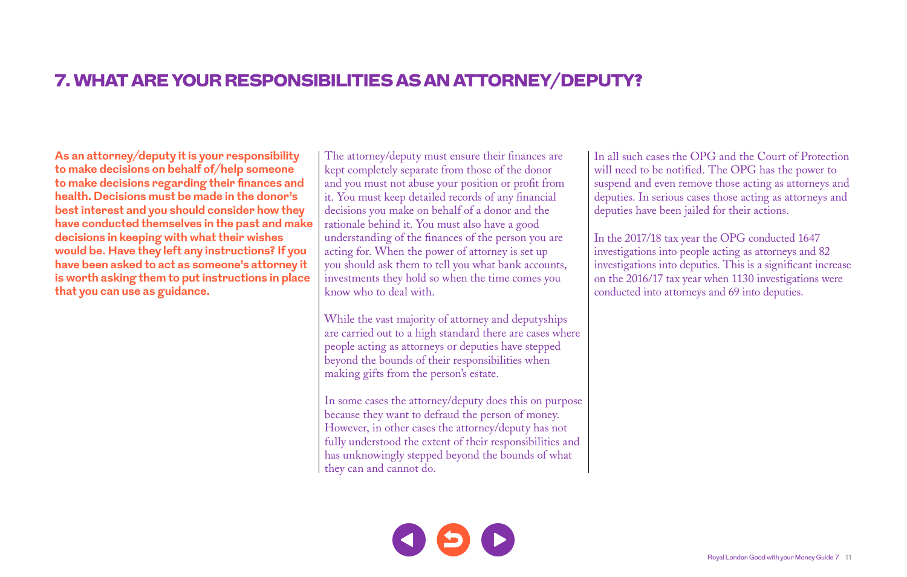# 7. WHAT ARE YOUR RESPONSIBILITIES AS AN ATTORNEY/DEPUTY?

**As an attorney/deputy it is your responsibility to make decisions on behalf of/help someone to make decisions regarding their finances and health. Decisions must be made in the donor's best interest and you should consider how they have conducted themselves in the past and make decisions in keeping with what their wishes would be. Have they left any instructions? If you have been asked to act as someone's attorney it is worth asking them to put instructions in place that you can use as guidance.**

The attorney/deputy must ensure their finances are kept completely separate from those of the donor and you must not abuse your position or profit from it. You must keep detailed records of any financial decisions you make on behalf of a donor and the rationale behind it. You must also have a good understanding of the finances of the person you are acting for. When the power of attorney is set up you should ask them to tell you what bank accounts, investments they hold so when the time comes you know who to deal with.

While the vast majority of attorney and deputyships are carried out to a high standard there are cases where people acting as attorneys or deputies have stepped beyond the bounds of their responsibilities when making gifts from the person's estate.

In some cases the attorney/deputy does this on purpose because they want to defraud the person of money. However, in other cases the attorney/deputy has not fully understood the extent of their responsibilities and has unknowingly stepped beyond the bounds of what they can and cannot do.

In all such cases the OPG and the Court of Protection will need to be notified. The OPG has the power to suspend and even remove those acting as attorneys and deputies. In serious cases those acting as attorneys and deputies have been jailed for their actions.

In the 2017/18 tax year the OPG conducted 1647 investigations into people acting as attorneys and 82 investigations into deputies. This is a significant increase on the 2016/17 tax year when 1130 investigations were conducted into attorneys and 69 into deputies.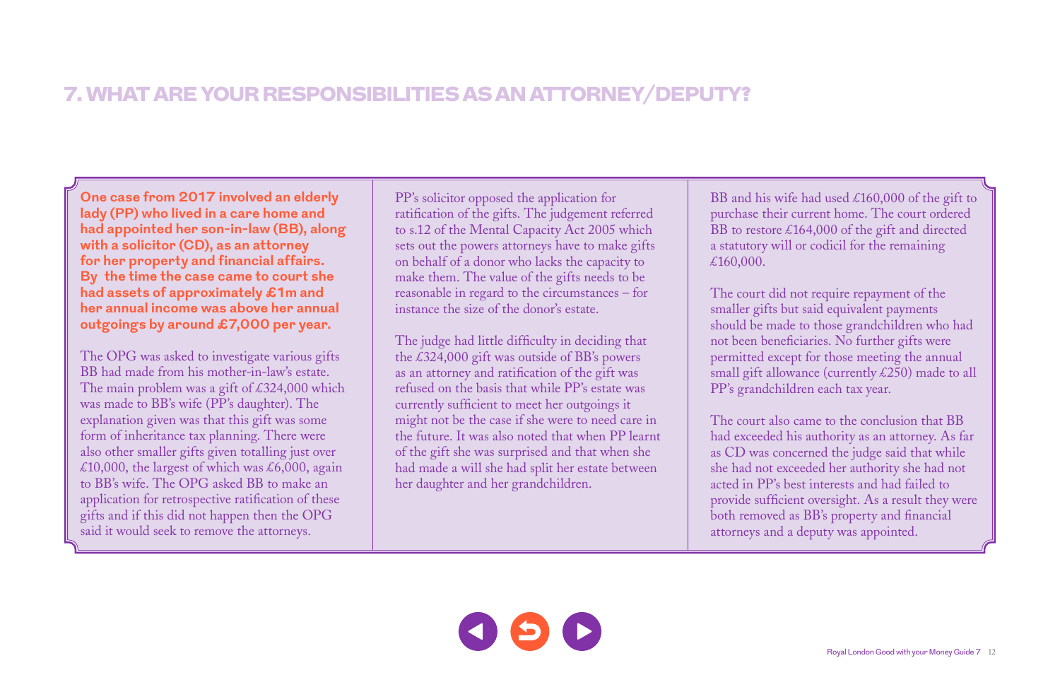# 7. WHAT ARE YOUR RESPONSIBILITIES AS AN ATTORNEY/DEPUTY?

**One case from 2017 involved an elderly lady (PP) who lived in a care home and had appointed her son-in-law (BB), along with a solicitor (CD), as an attorney for her property and financial affairs. By the time the case came to court she had assets of approximately £1m and her annual income was above her annual outgoings by around £7,000 per year.**

The OPG was asked to investigate various gifts BB had made from his mother-in-law's estate. The main problem was a gift of £324,000 which was made to BB's wife (PP's daughter). The explanation given was that this gift was some form of inheritance tax planning. There were also other smaller gifts given totalling just over £10,000, the largest of which was £6,000, again to BB's wife. The OPG asked BB to make an application for retrospective ratification of these gifts and if this did not happen then the OPG said it would seek to remove the attorneys.

PP's solicitor opposed the application for ratification of the gifts. The judgement referred to s.12 of the Mental Capacity Act 2005 which sets out the powers attorneys have to make gifts on behalf of a donor who lacks the capacity to make them. The value of the gifts needs to be reasonable in regard to the circumstances – for instance the size of the donor's estate.

The judge had little difficulty in deciding that the £324,000 gift was outside of BB's powers as an attorney and ratification of the gift was refused on the basis that while PP's estate was currently sufficient to meet her outgoings it might not be the case if she were to need care in the future. It was also noted that when PP learnt of the gift she was surprised and that when she had made a will she had split her estate between her daughter and her grandchildren.

BB and his wife had used £160,000 of the gift to purchase their current home. The court ordered BB to restore £164,000 of the gift and directed a statutory will or codicil for the remaining £160,000.

The court did not require repayment of the smaller gifts but said equivalent payments should be made to those grandchildren who had not been beneficiaries. No further gifts were permitted except for those meeting the annual small gift allowance (currently £250) made to all PP's grandchildren each tax year.

The court also came to the conclusion that BB had exceeded his authority as an attorney. As far as CD was concerned the judge said that while she had not exceeded her authority she had not acted in PP's best interests and had failed to provide sufficient oversight. As a result they were both removed as BB's property and financial attorneys and a deputy was appointed.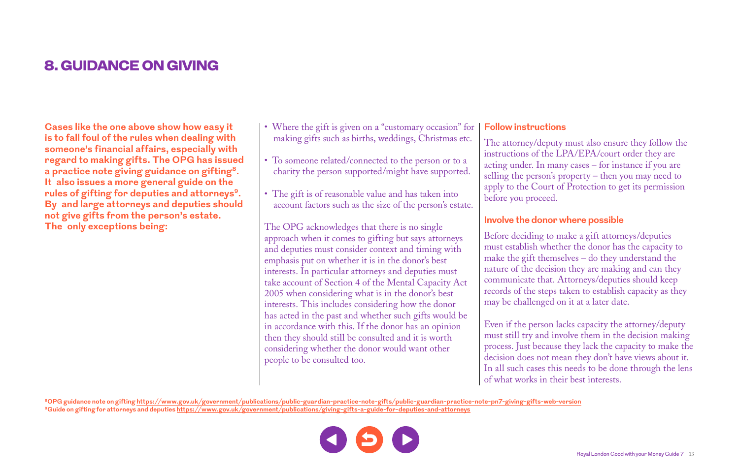## 8. GUIDANCE ON GIVING

**Cases like the one above show how easy it is to fall foul of the rules when dealing with someone's financial affairs, especially with regard to making gifts. The OPG has issued a practice note giving guidance on gifting[8]. It also issues a more general guide on the rules of gifting for deputies and attorneys[9]. By and large attorneys and deputies should not give gifts from the person's estate. The only exceptions being:**

- Where the gift is given on a "customary occasion" for making gifts such as births, weddings, Christmas etc.
- To someone related/connected to the person or to a charity the person supported/might have supported.
- The gift is of reasonable value and has taken into account factors such as the size of the person's estate.

The OPG acknowledges that there is no single approach when it comes to gifting but says attorneys and deputies must consider context and timing with emphasis put on whether it is in the donor's best interests. In particular attorneys and deputies must take account of Section 4 of the Mental Capacity Act 2005 when considering what is in the donor's best interests. This includes considering how the donor has acted in the past and whether such gifts would be in accordance with this. If the donor has an opinion then they should still be consulted and it is worth considering whether the donor would want other people to be consulted too.

### Follow instructions

The attorney/deputy must also ensure they follow the instructions of the LPA/EPA/court order they are acting under. In many cases – for instance if you are selling the person's property – then you may need to apply to the Court of Protection to get its permission before you proceed.

### Involve the donor where possible

Before deciding to make a gift attorneys/deputies must establish whether the donor has the capacity to make the gift themselves – do they understand the nature of the decision they are making and can they communicate that. Attorneys/deputies should keep records of the steps taken to establish capacity as they may be challenged on it at a later date.

Even if the person lacks capacity the attorney/deputy must still try and involve them in the decision making process. Just because they lack the capacity to make the decision does not mean they don't have views about it. In all such cases this needs to be done through the lens of what works in their best interests.

[8] OPG guidance note on gifting https://www.gov.uk/government/publications/public-guardian-practice-note-gifts/public-guardian-practice-note-pn7-giving-gifts-web-version
[9] Guide on gifting for attorneys and deputies https://www.gov.uk/government/publications/giving-gifts-a-guide-for-deputies-and-attorneys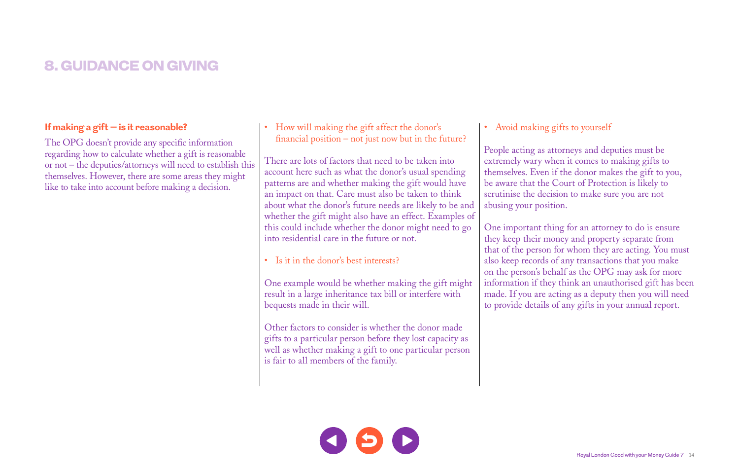# 8. GUIDANCE ON GIVING

### If making a gift – is it reasonable?

The OPG doesn't provide any specific information regarding how to calculate whether a gift is reasonable or not – the deputies/attorneys will need to establish this themselves. However, there are some areas they might like to take into account before making a decision.

- How will making the gift affect the donor's financial position – not just now but in the future?

There are lots of factors that need to be taken into account here such as what the donor's usual spending patterns are and whether making the gift would have an impact on that. Care must also be taken to think about what the donor's future needs are likely to be and whether the gift might also have an effect. Examples of this could include whether the donor might need to go into residential care in the future or not.

- Is it in the donor's best interests?

One example would be whether making the gift might result in a large inheritance tax bill or interfere with bequests made in their will.

Other factors to consider is whether the donor made gifts to a particular person before they lost capacity as well as whether making a gift to one particular person is fair to all members of the family.

- Avoid making gifts to yourself

People acting as attorneys and deputies must be extremely wary when it comes to making gifts to themselves. Even if the donor makes the gift to you, be aware that the Court of Protection is likely to scrutinise the decision to make sure you are not abusing your position.

One important thing for an attorney to do is ensure they keep their money and property separate from that of the person for whom they are acting. You must also keep records of any transactions that you make on the person's behalf as the OPG may ask for more information if they think an unauthorised gift has been made. If you are acting as a deputy then you will need to provide details of any gifts in your annual report.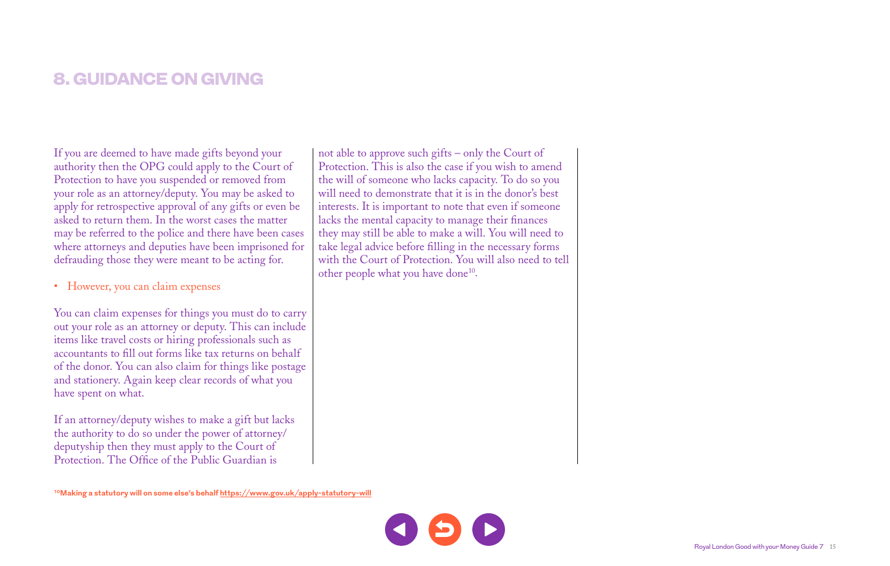## 8. GUIDANCE ON GIVING

If you are deemed to have made gifts beyond your authority then the OPG could apply to the Court of Protection to have you suspended or removed from your role as an attorney/deputy. You may be asked to apply for retrospective approval of any gifts or even be asked to return them. In the worst cases the matter may be referred to the police and there have been cases where attorneys and deputies have been imprisoned for defrauding those they were meant to be acting for.

- However, you can claim expenses

You can claim expenses for things you must do to carry out your role as an attorney or deputy. This can include items like travel costs or hiring professionals such as accountants to fill out forms like tax returns on behalf of the donor. You can also claim for things like postage and stationery. Again keep clear records of what you have spent on what.

If an attorney/deputy wishes to make a gift but lacks the authority to do so under the power of attorney/deputyship then they must apply to the Court of Protection. The Office of the Public Guardian is not able to approve such gifts – only the Court of Protection. This is also the case if you wish to amend the will of someone who lacks capacity. To do so you will need to demonstrate that it is in the donor's best interests. It is important to note that even if someone lacks the mental capacity to manage their finances they may still be able to make a will. You will need to take legal advice before filling in the necessary forms with the Court of Protection. You will also need to tell other people what you have done[10].

[10] **Making a statutory will on some else's behalf** https://www.gov.uk/apply-statutory-will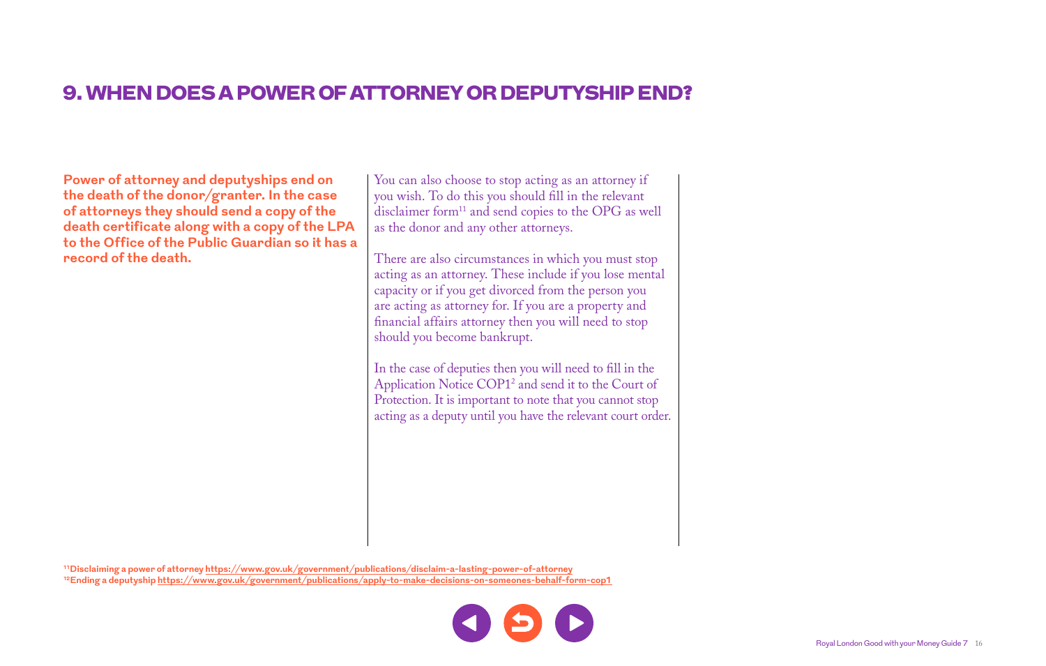# 9. WHEN DOES A POWER OF ATTORNEY OR DEPUTYSHIP END?

**Power of attorney and deputyships end on the death of the donor/granter. In the case of attorneys they should send a copy of the death certificate along with a copy of the LPA to the Office of the Public Guardian so it has a record of the death.**

You can also choose to stop acting as an attorney if you wish. To do this you should fill in the relevant disclaimer form[11] and send copies to the OPG as well as the donor and any other attorneys.

There are also circumstances in which you must stop acting as an attorney. These include if you lose mental capacity or if you get divorced from the person you are acting as attorney for. If you are a property and financial affairs attorney then you will need to stop should you become bankrupt.

In the case of deputies then you will need to fill in the Application Notice COP1[2] and send it to the Court of Protection. It is important to note that you cannot stop acting as a deputy until you have the relevant court order.

---

[11] **Disclaiming a power of attorney** https://www.gov.uk/government/publications/disclaim-a-lasting-power-of-attorney

[12] **Ending a deputyship** https://www.gov.uk/government/publications/apply-to-make-decisions-on-someones-behalf-form-cop1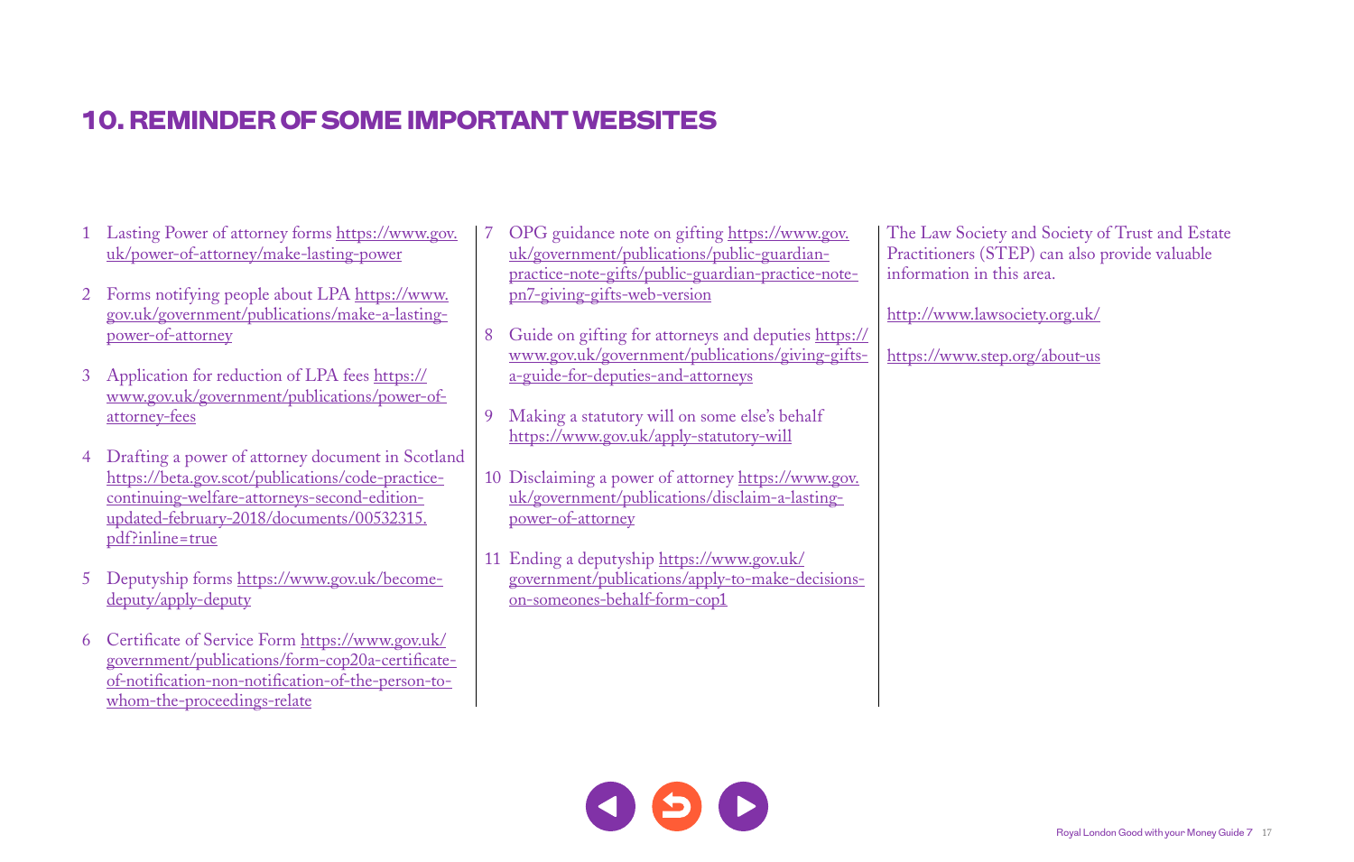## 10. REMINDER OF SOME IMPORTANT WEBSITES

1. Lasting Power of attorney forms https://www.gov.uk/power-of-attorney/make-lasting-power
2. Forms notifying people about LPA https://www.gov.uk/government/publications/make-a-lasting-power-of-attorney
3. Application for reduction of LPA fees https://www.gov.uk/government/publications/power-of-attorney-fees
4. Drafting a power of attorney document in Scotland https://beta.gov.scot/publications/code-practice-continuing-welfare-attorneys-second-edition-updated-february-2018/documents/00532315.pdf?inline=true
5. Deputyship forms https://www.gov.uk/become-deputy/apply-deputy
6. Certificate of Service Form https://www.gov.uk/government/publications/form-cop20a-certificate-of-notification-non-notification-of-the-person-to-whom-the-proceedings-relate
7. OPG guidance note on gifting https://www.gov.uk/government/publications/public-guardian-practice-note-gifts/public-guardian-practice-note-pn7-giving-gifts-web-version
8. Guide on gifting for attorneys and deputies https://www.gov.uk/government/publications/giving-gifts-a-guide-for-deputies-and-attorneys
9. Making a statutory will on some else's behalf https://www.gov.uk/apply-statutory-will
10. Disclaiming a power of attorney https://www.gov.uk/government/publications/disclaim-a-lasting-power-of-attorney
11. Ending a deputyship https://www.gov.uk/government/publications/apply-to-make-decisions-on-someones-behalf-form-cop1

The Law Society and Society of Trust and Estate Practitioners (STEP) can also provide valuable information in this area.

http://www.lawsociety.org.uk/

https://www.step.org/about-us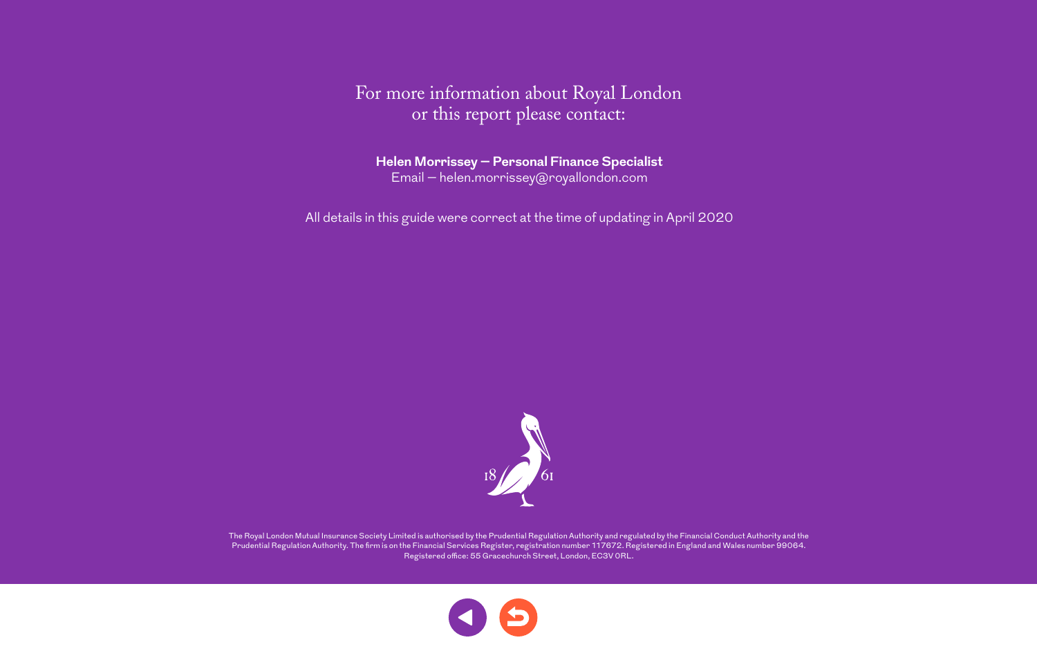For more information about Royal London or this report please contact:

**Helen Morrissey – Personal Finance Specialist**
Email – helen.morrissey@royallondon.com

All details in this guide were correct at the time of updating in April 2020

The Royal London Mutual Insurance Society Limited is authorised by the Prudential Regulation Authority and regulated by the Financial Conduct Authority and the Prudential Regulation Authority. The firm is on the Financial Services Register, registration number 117672. Registered in England and Wales number 99064. Registered office: 55 Gracechurch Street, London, EC3V 0RL.